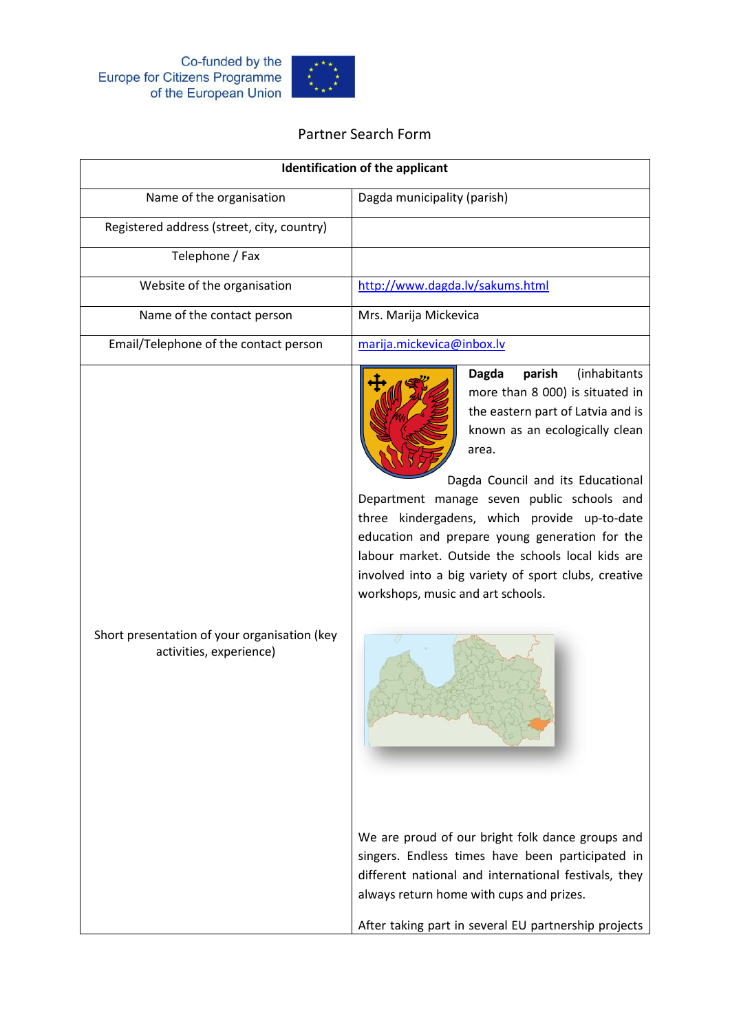Co-funded by the Europe for Citizens Programme of the European Union

Partner Search Form

| Identification of the applicant | |
|---|---|
| Name of the organisation | Dagda municipality (parish) |
| Registered address (street, city, country) | |
| Telephone / Fax | |
| Website of the organisation | http://www.dagda.lv/sakums.html |
| Name of the contact person | Mrs. Marija Mickevica |
| Email/Telephone of the contact person | marija.mickevica@inbox.lv |
| Short presentation of your organisation (key activities, experience) | **Dagda parish** (inhabitants more than 8 000) is situated in the eastern part of Latvia and is known as an ecologically clean area. Dagda Council and its Educational Department manage seven public schools and three kindergadens, which provide up-to-date education and prepare young generation for the labour market. Outside the schools local kids are involved into a big variety of sport clubs, creative workshops, music and art schools. We are proud of our bright folk dance groups and singers. Endless times have been participated in different national and international festivals, they always return home with cups and prizes. After taking part in several EU partnership projects |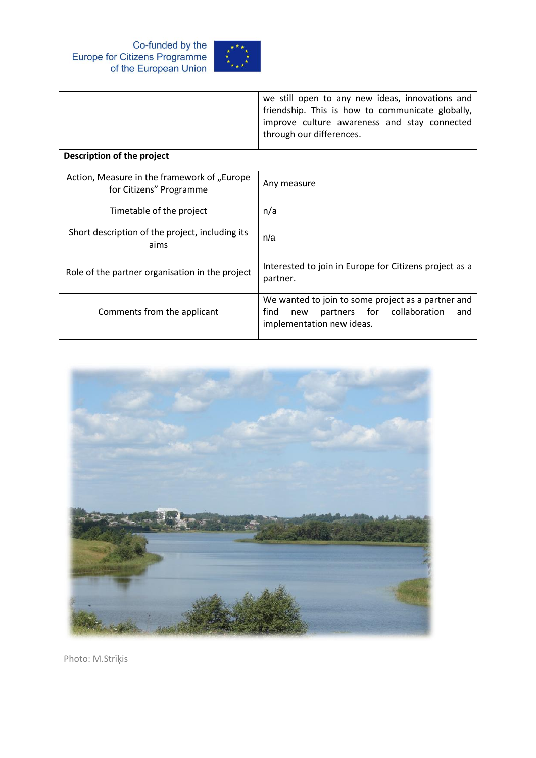Co-funded by the Europe for Citizens Programme of the European Union

| | |
|---|---|
| | we still open to any new ideas, innovations and friendship. This is how to communicate globally, improve culture awareness and stay connected through our differences. |
| **Description of the project** | |
| Action, Measure in the framework of „Europe for Citizens" Programme | Any measure |
| Timetable of the project | n/a |
| Short description of the project, including its aims | n/a |
| Role of the partner organisation in the project | Interested to join in Europe for Citizens project as a partner. |
| Comments from the applicant | We wanted to join to some project as a partner and find new partners for collaboration and implementation new ideas. |

Photo: M.Strīķis